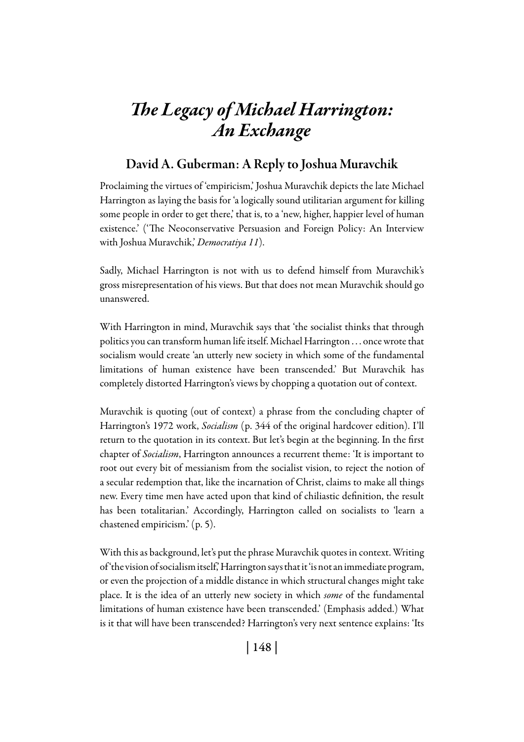# *The Legacy of Michael Harrington: An Exchange*

## David A. Guberman: A Reply to Joshua Muravchik

Proclaiming the virtues of 'empiricism,' Joshua Muravchik depicts the late Michael Harrington as laying the basis for 'a logically sound utilitarian argument for killing some people in order to get there,' that is, to a 'new, higher, happier level of human existence.' ('The Neoconservative Persuasion and Foreign Policy: An Interview with Joshua Muravchik,' *Democratiya 11*).

Sadly, Michael Harrington is not with us to defend himself from Muravchik's gross misrepresentation of his views. But that does not mean Muravchik should go unanswered.

With Harrington in mind, Muravchik says that 'the socialist thinks that through politics you can transform human life itself. Michael Harrington . . . once wrote that socialism would create 'an utterly new society in which some of the fundamental limitations of human existence have been transcended.' But Muravchik has completely distorted Harrington's views by chopping a quotation out of context.

Muravchik is quoting (out of context) a phrase from the concluding chapter of Harrington's 1972 work, *Socialism* (p. 344 of the original hardcover edition). I'll return to the quotation in its context. But let's begin at the beginning. In the first chapter of *Socialism*, Harrington announces a recurrent theme: 'It is important to root out every bit of messianism from the socialist vision, to reject the notion of a secular redemption that, like the incarnation of Christ, claims to make all things new. Every time men have acted upon that kind of chiliastic definition, the result has been totalitarian.' Accordingly, Harrington called on socialists to 'learn a chastened empiricism.' (p. 5).

With this as background, let's put the phrase Muravchik quotes in context. Writing of 'the vision of socialism itself,' Harrington says that it 'is not an immediate program, or even the projection of a middle distance in which structural changes might take place. It is the idea of an utterly new society in which *some* of the fundamental limitations of human existence have been transcended.' (Emphasis added.) What is it that will have been transcended? Harrington's very next sentence explains: 'Its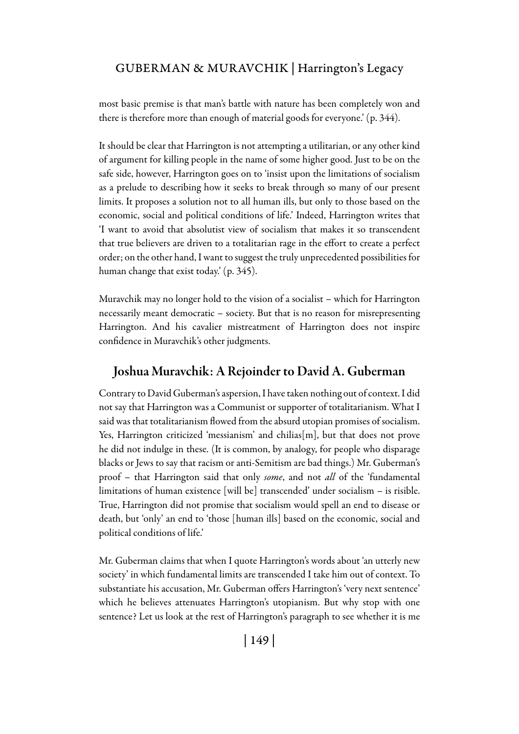most basic premise is that man's battle with nature has been completely won and there is therefore more than enough of material goods for everyone.' (p. 344).

It should be clear that Harrington is not attempting a utilitarian, or any other kind of argument for killing people in the name of some higher good. Just to be on the safe side, however, Harrington goes on to 'insist upon the limitations of socialism as a prelude to describing how it seeks to break through so many of our present limits. It proposes a solution not to all human ills, but only to those based on the economic, social and political conditions of life.' Indeed, Harrington writes that 'I want to avoid that absolutist view of socialism that makes it so transcendent that true believers are driven to a totalitarian rage in the effort to create a perfect order; on the other hand, I want to suggest the truly unprecedented possibilities for human change that exist today.' (p. 345).

Muravchik may no longer hold to the vision of a socialist – which for Harrington necessarily meant democratic – society. But that is no reason for misrepresenting Harrington. And his cavalier mistreatment of Harrington does not inspire confidence in Muravchik's other judgments.

## Joshua Muravchik: A Rejoinder to David A. Guberman

Contrary to David Guberman's aspersion, I have taken nothing out of context. I did not say that Harrington was a Communist or supporter of totalitarianism. What I said was that totalitarianism flowed from the absurd utopian promises of socialism. Yes, Harrington criticized 'messianism' and chilias[m], but that does not prove he did not indulge in these. (It is common, by analogy, for people who disparage blacks or Jews to say that racism or anti-Semitism are bad things.) Mr. Guberman's proof – that Harrington said that only *some*, and not *all* of the 'fundamental limitations of human existence [will be] transcended' under socialism – is risible. True, Harrington did not promise that socialism would spell an end to disease or death, but 'only' an end to 'those [human ills] based on the economic, social and political conditions of life.'

Mr. Guberman claims that when I quote Harrington's words about 'an utterly new society' in which fundamental limits are transcended I take him out of context. To substantiate his accusation, Mr. Guberman offers Harrington's 'very next sentence' which he believes attenuates Harrington's utopianism. But why stop with one sentence? Let us look at the rest of Harrington's paragraph to see whether it is me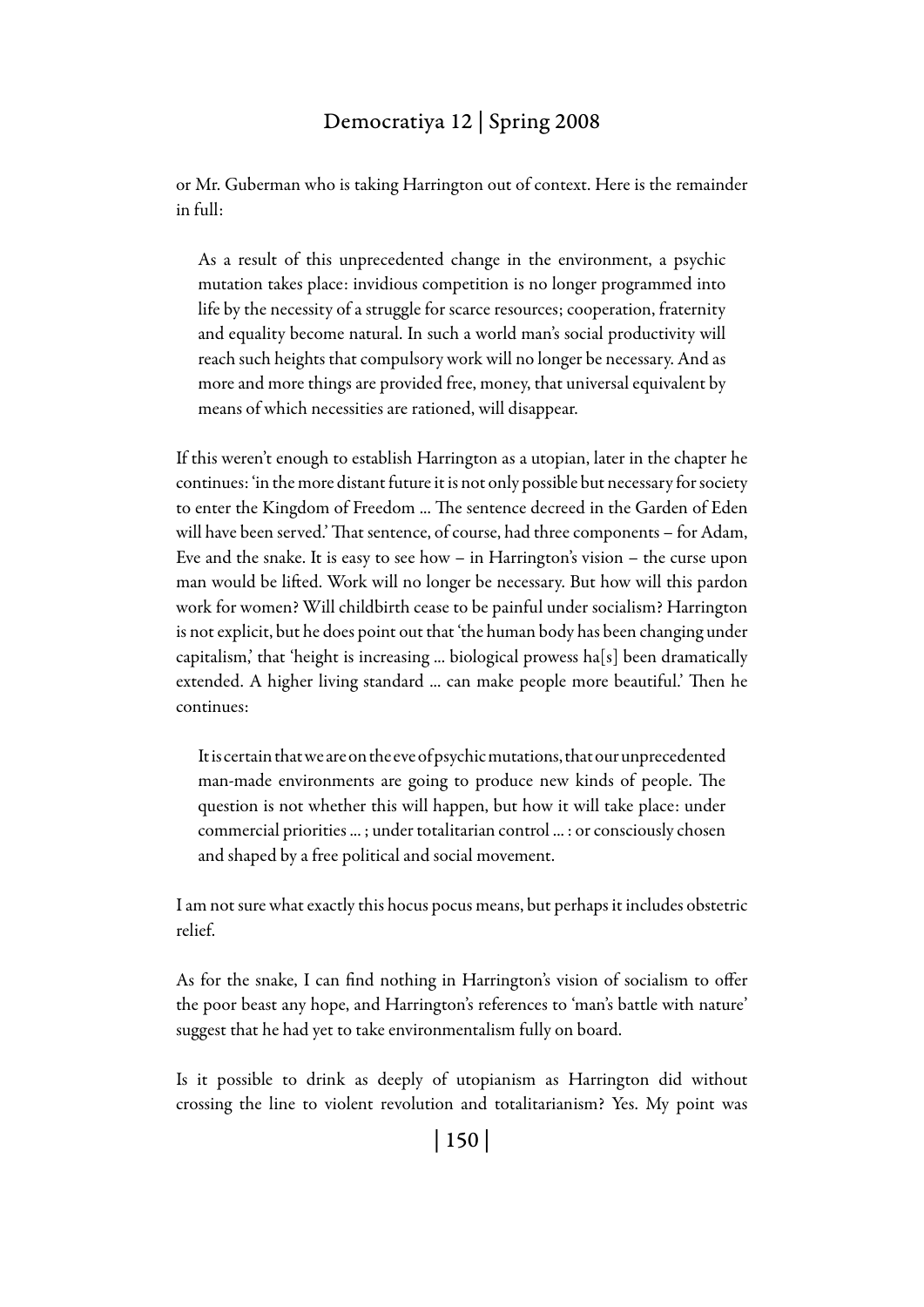or Mr. Guberman who is taking Harrington out of context. Here is the remainder in full:

> As a result of this unprecedented change in the environment, a psychic mutation takes place: invidious competition is no longer programmed into life by the necessity of a struggle for scarce resources; cooperation, fraternity and equality become natural. In such a world man's social productivity will reach such heights that compulsory work will no longer be necessary. And as more and more things are provided free, money, that universal equivalent by means of which necessities are rationed, will disappear.

If this weren't enough to establish Harrington as a utopian, later in the chapter he continues: 'in the more distant future it is not only possible but necessary for society to enter the Kingdom of Freedom ... The sentence decreed in the Garden of Eden will have been served.' That sentence, of course, had three components – for Adam, Eve and the snake. It is easy to see how – in Harrington's vision – the curse upon man would be lifted. Work will no longer be necessary. But how will this pardon work for women? Will childbirth cease to be painful under socialism? Harrington is not explicit, but he does point out that 'the human body has been changing under capitalism,' that 'height is increasing ... biological prowess ha[s] been dramatically extended. A higher living standard ... can make people more beautiful.' Then he continues:

> It is certain that we are on the eve of psychic mutations, that our unprecedented man-made environments are going to produce new kinds of people. The question is not whether this will happen, but how it will take place: under commercial priorities ... ; under totalitarian control ... : or consciously chosen and shaped by a free political and social movement.

I am not sure what exactly this hocus pocus means, but perhaps it includes obstetric relief.

As for the snake, I can find nothing in Harrington's vision of socialism to offer the poor beast any hope, and Harrington's references to 'man's battle with nature' suggest that he had yet to take environmentalism fully on board.

Is it possible to drink as deeply of utopianism as Harrington did without crossing the line to violent revolution and totalitarianism? Yes. My point was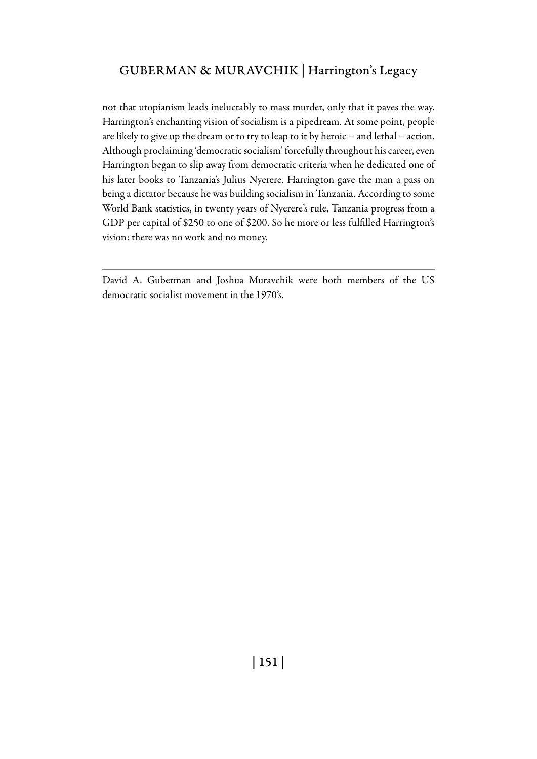not that utopianism leads ineluctably to mass murder, only that it paves the way. Harrington's enchanting vision of socialism is a pipedream. At some point, people are likely to give up the dream or to try to leap to it by heroic – and lethal – action. Although proclaiming 'democratic socialism' forcefully throughout his career, even Harrington began to slip away from democratic criteria when he dedicated one of his later books to Tanzania's Julius Nyerere. Harrington gave the man a pass on being a dictator because he was building socialism in Tanzania. According to some World Bank statistics, in twenty years of Nyerere's rule, Tanzania progress from a GDP per capital of $250 to one of $200. So he more or less fulfilled Harrington's vision: there was no work and no money.

---

David A. Guberman and Joshua Muravchik were both members of the US democratic socialist movement in the 1970's.